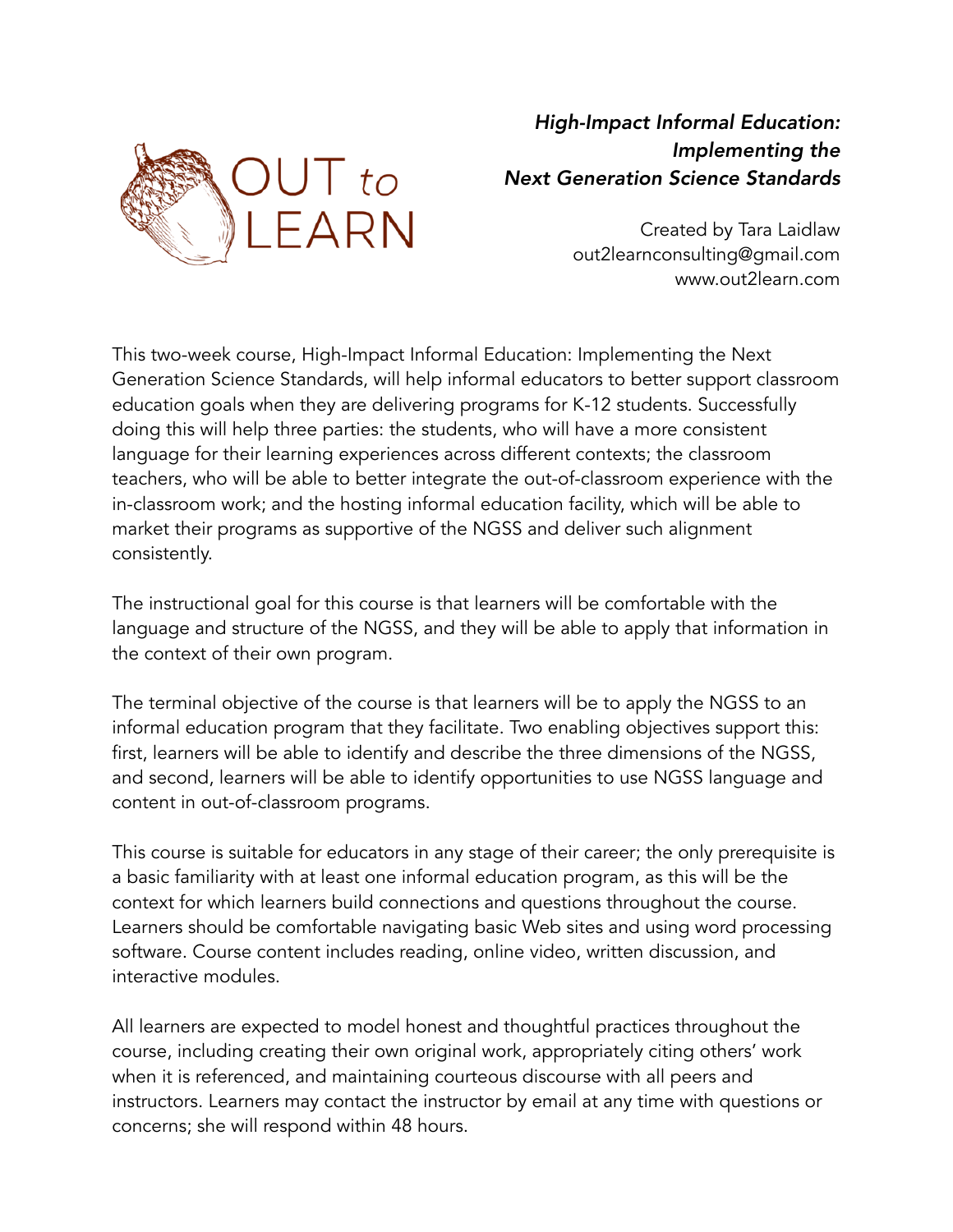OUT to LEARN

# *High-Impact Informal Education: Implementing the Next Generation Science Standards*

Created by Tara Laidlaw
out2learnconsulting@gmail.com
www.out2learn.com

This two-week course, High-Impact Informal Education: Implementing the Next Generation Science Standards, will help informal educators to better support classroom education goals when they are delivering programs for K-12 students. Successfully doing this will help three parties: the students, who will have a more consistent language for their learning experiences across different contexts; the classroom teachers, who will be able to better integrate the out-of-classroom experience with the in-classroom work; and the hosting informal education facility, which will be able to market their programs as supportive of the NGSS and deliver such alignment consistently.

The instructional goal for this course is that learners will be comfortable with the language and structure of the NGSS, and they will be able to apply that information in the context of their own program.

The terminal objective of the course is that learners will be to apply the NGSS to an informal education program that they facilitate. Two enabling objectives support this: first, learners will be able to identify and describe the three dimensions of the NGSS, and second, learners will be able to identify opportunities to use NGSS language and content in out-of-classroom programs.

This course is suitable for educators in any stage of their career; the only prerequisite is a basic familiarity with at least one informal education program, as this will be the context for which learners build connections and questions throughout the course. Learners should be comfortable navigating basic Web sites and using word processing software. Course content includes reading, online video, written discussion, and interactive modules.

All learners are expected to model honest and thoughtful practices throughout the course, including creating their own original work, appropriately citing others' work when it is referenced, and maintaining courteous discourse with all peers and instructors. Learners may contact the instructor by email at any time with questions or concerns; she will respond within 48 hours.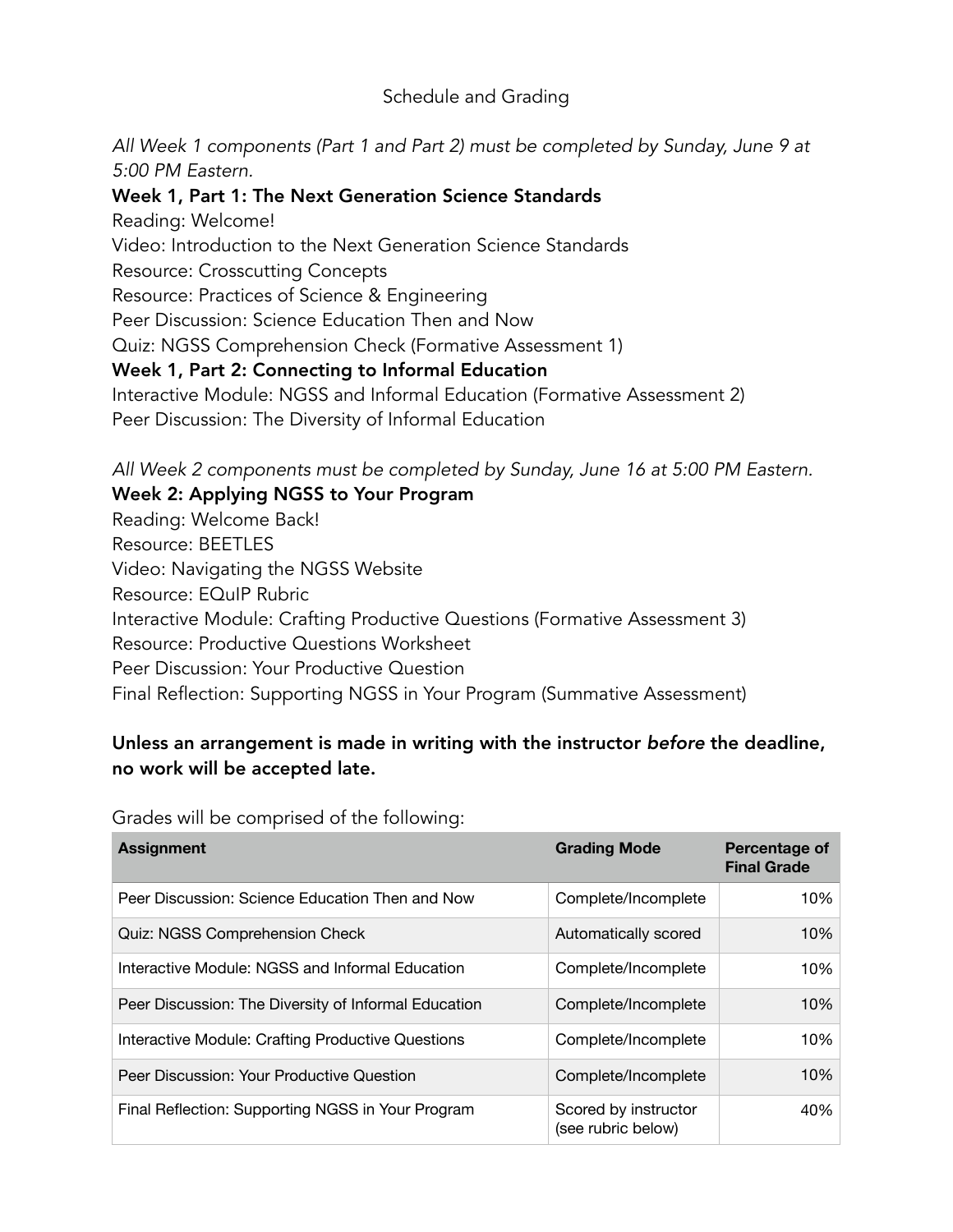## Schedule and Grading

*All Week 1 components (Part 1 and Part 2) must be completed by Sunday, June 9 at 5:00 PM Eastern.*

**Week 1, Part 1: The Next Generation Science Standards**

Reading: Welcome!
Video: Introduction to the Next Generation Science Standards
Resource: Crosscutting Concepts
Resource: Practices of Science & Engineering
Peer Discussion: Science Education Then and Now
Quiz: NGSS Comprehension Check (Formative Assessment 1)

**Week 1, Part 2: Connecting to Informal Education**

Interactive Module: NGSS and Informal Education (Formative Assessment 2)
Peer Discussion: The Diversity of Informal Education

*All Week 2 components must be completed by Sunday, June 16 at 5:00 PM Eastern.*

**Week 2: Applying NGSS to Your Program**

Reading: Welcome Back!
Resource: BEETLES
Video: Navigating the NGSS Website
Resource: EQuIP Rubric
Interactive Module: Crafting Productive Questions (Formative Assessment 3)
Resource: Productive Questions Worksheet
Peer Discussion: Your Productive Question
Final Reflection: Supporting NGSS in Your Program (Summative Assessment)

**Unless an arrangement is made in writing with the instructor *before* the deadline, no work will be accepted late.**

Grades will be comprised of the following:

| Assignment | Grading Mode | Percentage of Final Grade |
|---|---|---|
| Peer Discussion: Science Education Then and Now | Complete/Incomplete | 10% |
| Quiz: NGSS Comprehension Check | Automatically scored | 10% |
| Interactive Module: NGSS and Informal Education | Complete/Incomplete | 10% |
| Peer Discussion: The Diversity of Informal Education | Complete/Incomplete | 10% |
| Interactive Module: Crafting Productive Questions | Complete/Incomplete | 10% |
| Peer Discussion: Your Productive Question | Complete/Incomplete | 10% |
| Final Reflection: Supporting NGSS in Your Program | Scored by instructor (see rubric below) | 40% |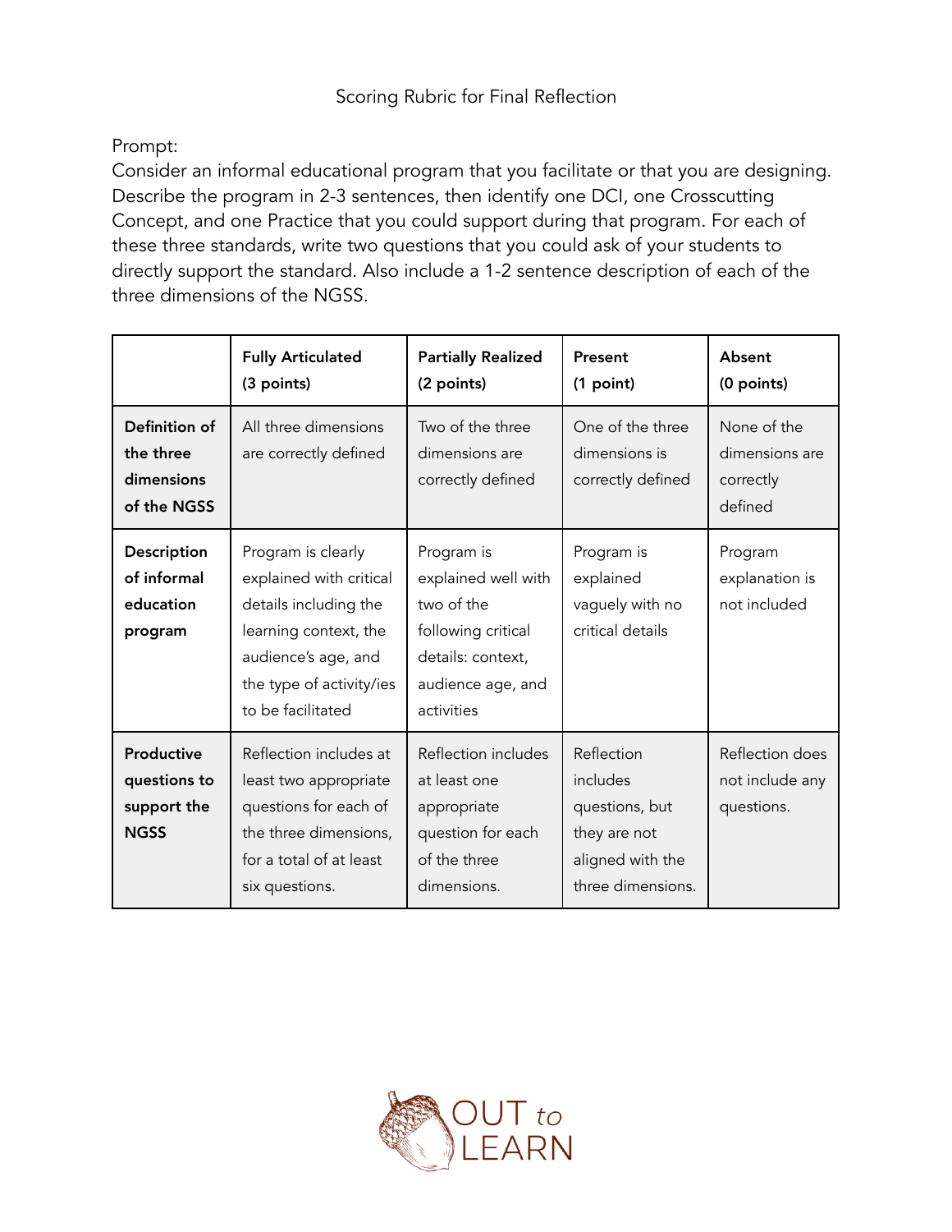# Scoring Rubric for Final Reflection

Prompt:
Consider an informal educational program that you facilitate or that you are designing. Describe the program in 2-3 sentences, then identify one DCI, one Crosscutting Concept, and one Practice that you could support during that program. For each of these three standards, write two questions that you could ask of your students to directly support the standard. Also include a 1-2 sentence description of each of the three dimensions of the NGSS.

| | **Fully Articulated (3 points)** | **Partially Realized (2 points)** | **Present (1 point)** | **Absent (0 points)** |
|---|---|---|---|---|
| **Definition of the three dimensions of the NGSS** | All three dimensions are correctly defined | Two of the three dimensions are correctly defined | One of the three dimensions is correctly defined | None of the dimensions are correctly defined |
| **Description of informal education program** | Program is clearly explained with critical details including the learning context, the audience's age, and the type of activity/ies to be facilitated | Program is explained well with two of the following critical details: context, audience age, and activities | Program is explained vaguely with no critical details | Program explanation is not included |
| **Productive questions to support the NGSS** | Reflection includes at least two appropriate questions for each of the three dimensions, for a total of at least six questions. | Reflection includes at least one appropriate question for each of the three dimensions. | Reflection includes questions, but they are not aligned with the three dimensions. | Reflection does not include any questions. |

OUT *to* LEARN